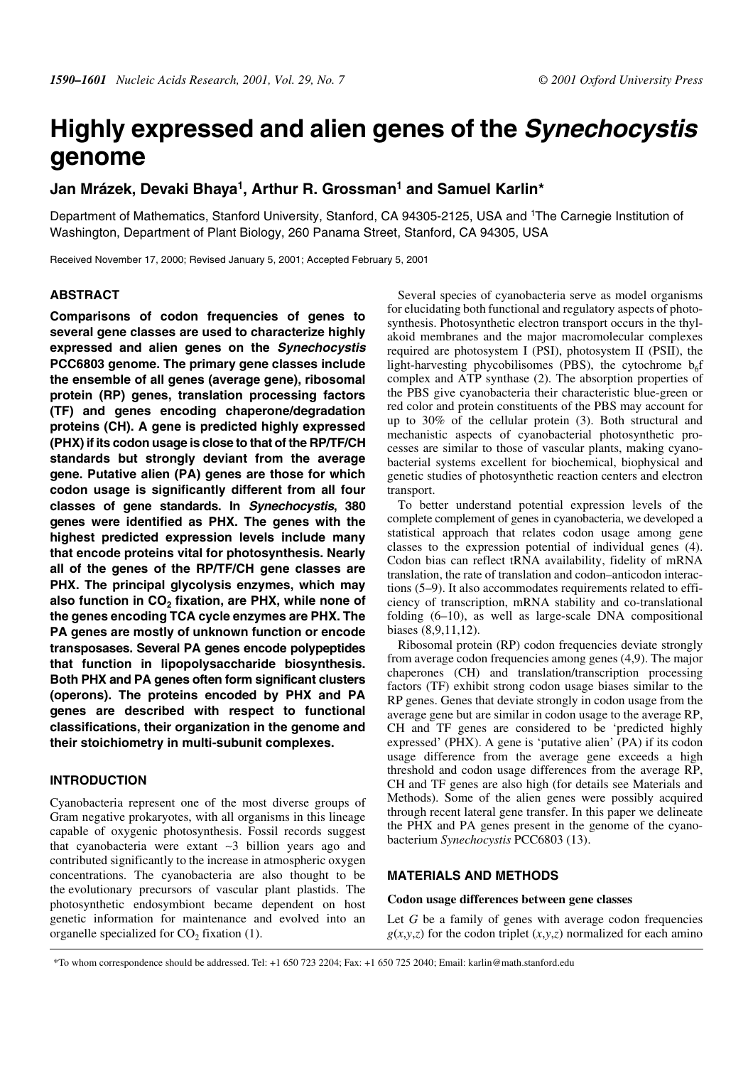# Highly expressed and alien genes of the *Synechocystis* genome

**Jan Mrázek, Devaki Bhaya[1], Arthur R. Grossman[1] and Samuel Karlin***

Department of Mathematics, Stanford University, Stanford, CA 94305-2125, USA and [1]The Carnegie Institution of Washington, Department of Plant Biology, 260 Panama Street, Stanford, CA 94305, USA

Received November 17, 2000; Revised January 5, 2001; Accepted February 5, 2001

## ABSTRACT

**Comparisons of codon frequencies of genes to several gene classes are used to characterize highly expressed and alien genes on the *Synechocystis* PCC6803 genome. The primary gene classes include the ensemble of all genes (average gene), ribosomal protein (RP) genes, translation processing factors (TF) and genes encoding chaperone/degradation proteins (CH). A gene is predicted highly expressed (PHX) if its codon usage is close to that of the RP/TF/CH standards but strongly deviant from the average gene. Putative alien (PA) genes are those for which codon usage is significantly different from all four classes of gene standards. In *Synechocystis*, 380 genes were identified as PHX. The genes with the highest predicted expression levels include many that encode proteins vital for photosynthesis. Nearly all of the genes of the RP/TF/CH gene classes are PHX. The principal glycolysis enzymes, which may also function in $CO_2$ fixation, are PHX, while none of the genes encoding TCA cycle enzymes are PHX. The PA genes are mostly of unknown function or encode transposases. Several PA genes encode polypeptides that function in lipopolysaccharide biosynthesis. Both PHX and PA genes often form significant clusters (operons). The proteins encoded by PHX and PA genes are described with respect to functional classifications, their organization in the genome and their stoichiometry in multi-subunit complexes.**

## INTRODUCTION

Cyanobacteria represent one of the most diverse groups of Gram negative prokaryotes, with all organisms in this lineage capable of oxygenic photosynthesis. Fossil records suggest that cyanobacteria were extant ~3 billion years ago and contributed significantly to the increase in atmospheric oxygen concentrations. The cyanobacteria are also thought to be the evolutionary precursors of vascular plant plastids. The photosynthetic endosymbiont became dependent on host genetic information for maintenance and evolved into an organelle specialized for $CO_2$ fixation (1).

Several species of cyanobacteria serve as model organisms for elucidating both functional and regulatory aspects of photosynthesis. Photosynthetic electron transport occurs in the thylakoid membranes and the major macromolecular complexes required are photosystem I (PSI), photosystem II (PSII), the light-harvesting phycobilisomes (PBS), the cytochrome $b_6f$ complex and ATP synthase (2). The absorption properties of the PBS give cyanobacteria their characteristic blue-green or red color and protein constituents of the PBS may account for up to 30% of the cellular protein (3). Both structural and mechanistic aspects of cyanobacterial photosynthetic processes are similar to those of vascular plants, making cyanobacterial systems excellent for biochemical, biophysical and genetic studies of photosynthetic reaction centers and electron transport.

To better understand potential expression levels of the complete complement of genes in cyanobacteria, we developed a statistical approach that relates codon usage among gene classes to the expression potential of individual genes (4). Codon bias can reflect tRNA availability, fidelity of mRNA translation, the rate of translation and codon–anticodon interactions (5–9). It also accommodates requirements related to efficiency of transcription, mRNA stability and co-translational folding (6–10), as well as large-scale DNA compositional biases (8,9,11,12).

Ribosomal protein (RP) codon frequencies deviate strongly from average codon frequencies among genes (4,9). The major chaperones (CH) and translation/transcription processing factors (TF) exhibit strong codon usage biases similar to the RP genes. Genes that deviate strongly in codon usage from the average gene but are similar in codon usage to the average RP, CH and TF genes are considered to be 'predicted highly expressed' (PHX). A gene is 'putative alien' (PA) if its codon usage difference from the average gene exceeds a high threshold and codon usage differences from the average RP, CH and TF genes are also high (for details see Materials and Methods). Some of the alien genes were possibly acquired through recent lateral gene transfer. In this paper we delineate the PHX and PA genes present in the genome of the cyanobacterium *Synechocystis* PCC6803 (13).

## MATERIALS AND METHODS

### Codon usage differences between gene classes

Let $G$ be a family of genes with average codon frequencies $g(x,y,z)$ for the codon triplet $(x,y,z)$ normalized for each amino

*To whom correspondence should be addressed. Tel: +1 650 723 2204; Fax: +1 650 725 2040; Email: karlin@math.stanford.edu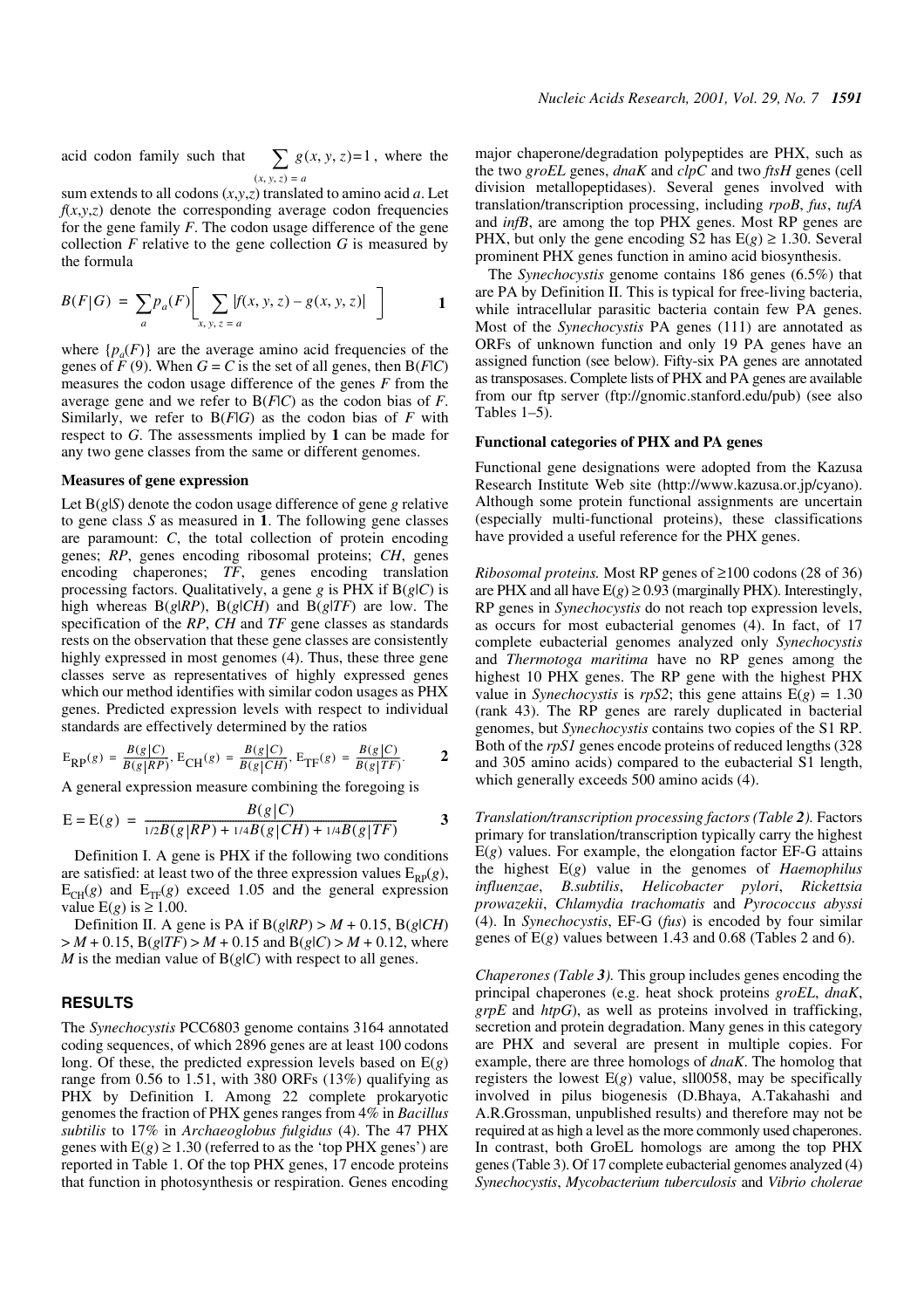acid codon family such that $\sum_{(x,y,z)=a} g(x,y,z) = 1$, where the sum extends to all codons $(x,y,z)$ translated to amino acid $a$. Let $f(x,y,z)$ denote the corresponding average codon frequencies for the gene family $F$. The codon usage difference of the gene collection $F$ relative to the gene collection $G$ is measured by the formula

$$B(F|G) = \sum_a p_a(F) \left[ \sum_{x,y,z=a} |f(x,y,z) - g(x,y,z)| \right] \qquad \mathbf{1}$$

where $\{p_a(F)\}$ are the average amino acid frequencies of the genes of $F$ (9). When $G = C$ is the set of all genes, then $B(F|C)$ measures the codon usage difference of the genes $F$ from the average gene and we refer to $B(F|C)$ as the codon bias of $F$. Similarly, we refer to $B(F|G)$ as the codon bias of $F$ with respect to $G$. The assessments implied by **1** can be made for any two gene classes from the same or different genomes.

### Measures of gene expression

Let $B(g|S)$ denote the codon usage difference of gene $g$ relative to gene class $S$ as measured in **1**. The following gene classes are paramount: $C$, the total collection of protein encoding genes; $RP$, genes encoding ribosomal proteins; $CH$, genes encoding chaperones; $TF$, genes encoding translation processing factors. Qualitatively, a gene $g$ is PHX if $B(g|C)$ is high whereas $B(g|RP)$, $B(g|CH)$ and $B(g|TF)$ are low. The specification of the $RP$, $CH$ and $TF$ gene classes as standards rests on the observation that these gene classes are consistently highly expressed in most genomes (4). Thus, these three gene classes serve as representatives of highly expressed genes which our method identifies with similar codon usages as PHX genes. Predicted expression levels with respect to individual standards are effectively determined by the ratios

$$E_{RP}(g) = \frac{B(g|C)}{B(g|RP)},\; E_{CH}(g) = \frac{B(g|C)}{B(g|CH)},\; E_{TF}(g) = \frac{B(g|C)}{B(g|TF)}. \qquad \mathbf{2}$$

A general expression measure combining the foregoing is

$$E = E(g) = \frac{B(g|C)}{1/2\,B(g|RP) + 1/4\,B(g|CH) + 1/4\,B(g|TF)} \qquad \mathbf{3}$$

Definition I. A gene is PHX if the following two conditions are satisfied: at least two of the three expression values $E_{RP}(g)$, $E_{CH}(g)$ and $E_{TF}(g)$ exceed 1.05 and the general expression value $E(g)$ is $\geq 1.00$.

Definition II. A gene is PA if $B(g|RP) > M + 0.15$, $B(g|CH) > M + 0.15$, $B(g|TF) > M + 0.15$ and $B(g|C) > M + 0.12$, where $M$ is the median value of $B(g|C)$ with respect to all genes.

## RESULTS

The *Synechocystis* PCC6803 genome contains 3164 annotated coding sequences, of which 2896 genes are at least 100 codons long. Of these, the predicted expression levels based on $E(g)$ range from 0.56 to 1.51, with 380 ORFs (13%) qualifying as PHX by Definition I. Among 22 complete prokaryotic genomes the fraction of PHX genes ranges from 4% in *Bacillus subtilis* to 17% in *Archaeoglobus fulgidus* (4). The 47 PHX genes with $E(g) \geq 1.30$ (referred to as the 'top PHX genes') are reported in Table 1. Of the top PHX genes, 17 encode proteins that function in photosynthesis or respiration. Genes encoding major chaperone/degradation polypeptides are PHX, such as the two *groEL* genes, *dnaK* and *clpC* and two *ftsH* genes (cell division metallopeptidases). Several genes involved with translation/transcription processing, including *rpoB*, *fus*, *tufA* and *infB*, are among the top PHX genes. Most RP genes are PHX, but only the gene encoding S2 has $E(g) \geq 1.30$. Several prominent PHX genes function in amino acid biosynthesis.

The *Synechocystis* genome contains 186 genes (6.5%) that are PA by Definition II. This is typical for free-living bacteria, while intracellular parasitic bacteria contain few PA genes. Most of the *Synechocystis* PA genes (111) are annotated as ORFs of unknown function and only 19 PA genes have an assigned function (see below). Fifty-six PA genes are annotated as transposases. Complete lists of PHX and PA genes are available from our ftp server (ftp://gnomic.stanford.edu/pub) (see also Tables 1–5).

### Functional categories of PHX and PA genes

Functional gene designations were adopted from the Kazusa Research Institute Web site (http://www.kazusa.or.jp/cyano). Although some protein functional assignments are uncertain (especially multi-functional proteins), these classifications have provided a useful reference for the PHX genes.

*Ribosomal proteins.* Most RP genes of ≥100 codons (28 of 36) are PHX and all have $E(g) \geq 0.93$ (marginally PHX). Interestingly, RP genes in *Synechocystis* do not reach top expression levels, as occurs for most eubacterial genomes (4). In fact, of 17 complete eubacterial genomes analyzed only *Synechocystis* and *Thermotoga maritima* have no RP genes among the highest 10 PHX genes. The RP gene with the highest PHX value in *Synechocystis* is *rpS2*; this gene attains $E(g) = 1.30$ (rank 43). The RP genes are rarely duplicated in bacterial genomes, but *Synechocystis* contains two copies of the S1 RP. Both of the *rpS1* genes encode proteins of reduced lengths (328 and 305 amino acids) compared to the eubacterial S1 length, which generally exceeds 500 amino acids (4).

*Translation/transcription processing factors (Table **2**).* Factors primary for translation/transcription typically carry the highest $E(g)$ values. For example, the elongation factor EF-G attains the highest $E(g)$ value in the genomes of *Haemophilus influenzae*, *B.subtilis*, *Helicobacter pylori*, *Rickettsia prowazekii*, *Chlamydia trachomatis* and *Pyrococcus abyssi* (4). In *Synechocystis*, EF-G (*fus*) is encoded by four similar genes of $E(g)$ values between 1.43 and 0.68 (Tables 2 and 6).

*Chaperones (Table **3**).* This group includes genes encoding the principal chaperones (e.g. heat shock proteins *groEL*, *dnaK*, *grpE* and *htpG*), as well as proteins involved in trafficking, secretion and protein degradation. Many genes in this category are PHX and several are present in multiple copies. For example, there are three homologs of *dnaK*. The homolog that registers the lowest $E(g)$ value, sll0058, may be specifically involved in pilus biogenesis (D.Bhaya, A.Takahashi and A.R.Grossman, unpublished results) and therefore may not be required at as high a level as the more commonly used chaperones. In contrast, both GroEL homologs are among the top PHX genes (Table 3). Of 17 complete eubacterial genomes analyzed (4) *Synechocystis*, *Mycobacterium tuberculosis* and *Vibrio cholerae*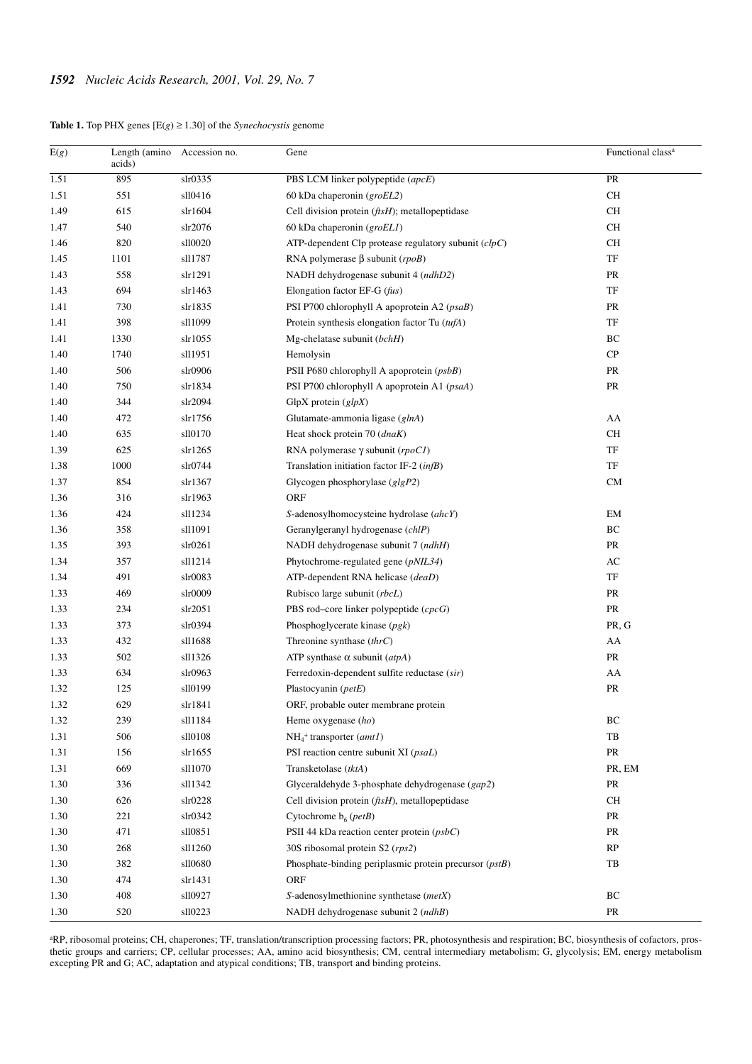**Table 1.** Top PHX genes [E(*g*) ≥ 1.30] of the *Synechocystis* genome

| E(*g*) | Length (amino acids) | Accession no. | Gene | Functional class[a] |
|---|---|---|---|---|
| 1.51 | 895 | slr0335 | PBS LCM linker polypeptide (*apcE*) | PR |
| 1.51 | 551 | sll0416 | 60 kDa chaperonin (*groEL2*) | CH |
| 1.49 | 615 | slr1604 | Cell division protein (*ftsH*); metallopeptidase | CH |
| 1.47 | 540 | slr2076 | 60 kDa chaperonin (*groEL1*) | CH |
| 1.46 | 820 | sll0020 | ATP-dependent Clp protease regulatory subunit (*clpC*) | CH |
| 1.45 | 1101 | sll1787 | RNA polymerase β subunit (*rpoB*) | TF |
| 1.43 | 558 | slr1291 | NADH dehydrogenase subunit 4 (*ndhD2*) | PR |
| 1.43 | 694 | slr1463 | Elongation factor EF-G (*fus*) | TF |
| 1.41 | 730 | slr1835 | PSI P700 chlorophyll A apoprotein A2 (*psaB*) | PR |
| 1.41 | 398 | sll1099 | Protein synthesis elongation factor Tu (*tufA*) | TF |
| 1.41 | 1330 | slr1055 | Mg-chelatase subunit (*bchH*) | BC |
| 1.40 | 1740 | sll1951 | Hemolysin | CP |
| 1.40 | 506 | slr0906 | PSII P680 chlorophyll A apoprotein (*psbB*) | PR |
| 1.40 | 750 | slr1834 | PSI P700 chlorophyll A apoprotein A1 (*psaA*) | PR |
| 1.40 | 344 | slr2094 | GlpX protein (*glpX*) | |
| 1.40 | 472 | slr1756 | Glutamate-ammonia ligase (*glnA*) | AA |
| 1.40 | 635 | sll0170 | Heat shock protein 70 (*dnaK*) | CH |
| 1.39 | 625 | slr1265 | RNA polymerase γ subunit (*rpoC1*) | TF |
| 1.38 | 1000 | slr0744 | Translation initiation factor IF-2 (*infB*) | TF |
| 1.37 | 854 | slr1367 | Glycogen phosphorylase (*glgP2*) | CM |
| 1.36 | 316 | slr1963 | ORF | |
| 1.36 | 424 | sll1234 | *S*-adenosylhomocysteine hydrolase (*ahcY*) | EM |
| 1.36 | 358 | sll1091 | Geranylgeranyl hydrogenase (*chlP*) | BC |
| 1.35 | 393 | slr0261 | NADH dehydrogenase subunit 7 (*ndhH*) | PR |
| 1.34 | 357 | sll1214 | Phytochrome-regulated gene (*pNIL34*) | AC |
| 1.34 | 491 | slr0083 | ATP-dependent RNA helicase (*deaD*) | TF |
| 1.33 | 469 | slr0009 | Rubisco large subunit (*rbcL*) | PR |
| 1.33 | 234 | slr2051 | PBS rod–core linker polypeptide (*cpcG*) | PR |
| 1.33 | 373 | slr0394 | Phosphoglycerate kinase (*pgk*) | PR, G |
| 1.33 | 432 | sll1688 | Threonine synthase (*thrC*) | AA |
| 1.33 | 502 | sll1326 | ATP synthase α subunit (*atpA*) | PR |
| 1.33 | 634 | slr0963 | Ferredoxin-dependent sulfite reductase (*sir*) | AA |
| 1.32 | 125 | sll0199 | Plastocyanin (*petE*) | PR |
| 1.32 | 629 | slr1841 | ORF, probable outer membrane protein | |
| 1.32 | 239 | sll1184 | Heme oxygenase (*ho*) | BC |
| 1.31 | 506 | sll0108 | $NH_4^+$ transporter (*amt1*) | TB |
| 1.31 | 156 | slr1655 | PSI reaction centre subunit XI (*psaL*) | PR |
| 1.31 | 669 | sll1070 | Transketolase (*tktA*) | PR, EM |
| 1.30 | 336 | sll1342 | Glyceraldehyde 3-phosphate dehydrogenase (*gap2*) | PR |
| 1.30 | 626 | slr0228 | Cell division protein (*ftsH*), metallopeptidase | CH |
| 1.30 | 221 | slr0342 | Cytochrome $b_6$ (*petB*) | PR |
| 1.30 | 471 | sll0851 | PSII 44 kDa reaction center protein (*psbC*) | PR |
| 1.30 | 268 | sll1260 | 30S ribosomal protein S2 (*rps2*) | RP |
| 1.30 | 382 | sll0680 | Phosphate-binding periplasmic protein precursor (*pstB*) | TB |
| 1.30 | 474 | slr1431 | ORF | |
| 1.30 | 408 | sll0927 | *S*-adenosylmethionine synthetase (*metX*) | BC |
| 1.30 | 520 | sll0223 | NADH dehydrogenase subunit 2 (*ndhB*) | PR |

[a]RP, ribosomal proteins; CH, chaperones; TF, translation/transcription processing factors; PR, photosynthesis and respiration; BC, biosynthesis of cofactors, prosthetic groups and carriers; CP, cellular processes; AA, amino acid biosynthesis; CM, central intermediary metabolism; G, glycolysis; EM, energy metabolism excepting PR and G; AC, adaptation and atypical conditions; TB, transport and binding proteins.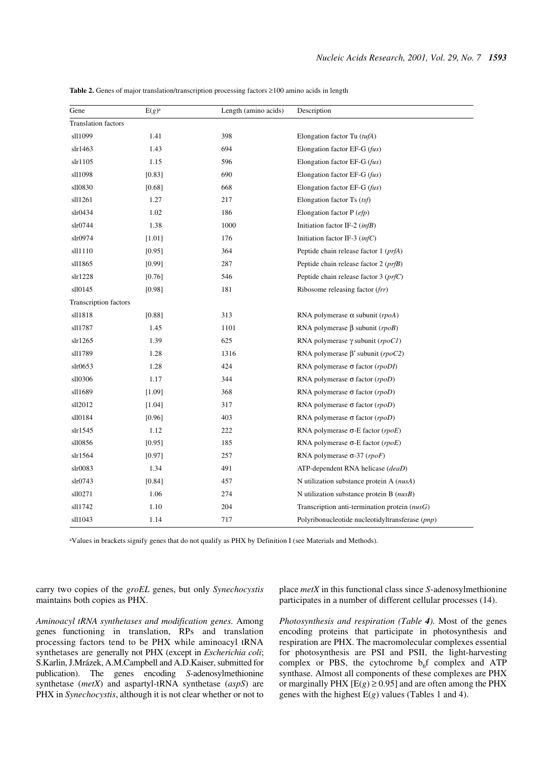**Table 2.** Genes of major translation/transcription processing factors ≥100 amino acids in length

| Gene | E(*g*)[a] | Length (amino acids) | Description |
|---|---|---|---|
| Translation factors | | | |
| sll1099 | 1.41 | 398 | Elongation factor Tu (*tufA*) |
| slr1463 | 1.43 | 694 | Elongation factor EF-G (*fus*) |
| slr1105 | 1.15 | 596 | Elongation factor EF-G (*fus*) |
| sll1098 | [0.83] | 690 | Elongation factor EF-G (*fus*) |
| sll0830 | [0.68] | 668 | Elongation factor EF-G (*fus*) |
| sll1261 | 1.27 | 217 | Elongation factor Ts (*tsf*) |
| slr0434 | 1.02 | 186 | Elongation factor P (*efp*) |
| slr0744 | 1.38 | 1000 | Initiation factor IF-2 (*infB*) |
| slr0974 | [1.01] | 176 | Initiation factor IF-3 (*infC*) |
| sll1110 | [0.95] | 364 | Peptide chain release factor 1 (*prfA*) |
| sll1865 | [0.99] | 287 | Peptide chain release factor 2 (*prfB*) |
| slr1228 | [0.76] | 546 | Peptide chain release factor 3 (*prfC*) |
| sll0145 | [0.98] | 181 | Ribosome releasing factor (*frr*) |
| Transcription factors | | | |
| sll1818 | [0.88] | 313 | RNA polymerase α subunit (*rpoA*) |
| sll1787 | 1.45 | 1101 | RNA polymerase β subunit (*rpoB*) |
| slr1265 | 1.39 | 625 | RNA polymerase γ subunit (*rpoC1*) |
| sll1789 | 1.28 | 1316 | RNA polymerase β′ subunit (*rpoC2*) |
| slr0653 | 1.28 | 424 | RNA polymerase σ factor (*rpoD1*) |
| sll0306 | 1.17 | 344 | RNA polymerase σ factor (*rpoD*) |
| sll1689 | [1.09] | 368 | RNA polymerase σ factor (*rpoD*) |
| sll2012 | [1.04] | 317 | RNA polymerase σ factor (*rpoD*) |
| sll0184 | [0.96] | 403 | RNA polymerase σ factor (*rpoD*) |
| slr1545 | 1.12 | 222 | RNA polymerase σ-E factor (*rpoE*) |
| sll0856 | [0.95] | 185 | RNA polymerase σ-E factor (*rpoE*) |
| slr1564 | [0.97] | 257 | RNA polymerase σ-37 (*rpoF*) |
| slr0083 | 1.34 | 491 | ATP-dependent RNA helicase (*deaD*) |
| slr0743 | [0.84] | 457 | N utilization substance protein A (*nusA*) |
| sll0271 | 1.06 | 274 | N utilization substance protein B (*nusB*) |
| sll1742 | 1.10 | 204 | Transcription anti-termination protein (*nusG*) |
| sll1043 | 1.14 | 717 | Polyribonucleotide nucleotidyltransferase (*pnp*) |

[a]Values in brackets signify genes that do not qualify as PHX by Definition I (see Materials and Methods).

carry two copies of the *groEL* genes, but only *Synechocystis* maintains both copies as PHX.

*Aminoacyl tRNA synthetases and modification genes.* Among genes functioning in translation, RPs and translation processing factors tend to be PHX while aminoacyl tRNA synthetases are generally not PHX (except in *Escherichia coli*; S.Karlin, J.Mrázek, A.M.Campbell and A.D.Kaiser, submitted for publication). The genes encoding *S*-adenosylmethionine synthetase (*metX*) and aspartyl-tRNA synthetase (*aspS*) are PHX in *Synechocystis*, although it is not clear whether or not to place *metX* in this functional class since *S*-adenosylmethionine participates in a number of different cellular processes (14).

*Photosynthesis and respiration (Table **4**).* Most of the genes encoding proteins that participate in photosynthesis and respiration are PHX. The macromolecular complexes essential for photosynthesis are PSI and PSII, the light-harvesting complex or PBS, the cytochrome $b_6f$ complex and ATP synthase. Almost all components of these complexes are PHX or marginally PHX [E(*g*) ≥ 0.95] and are often among the PHX genes with the highest E(*g*) values (Tables 1 and 4).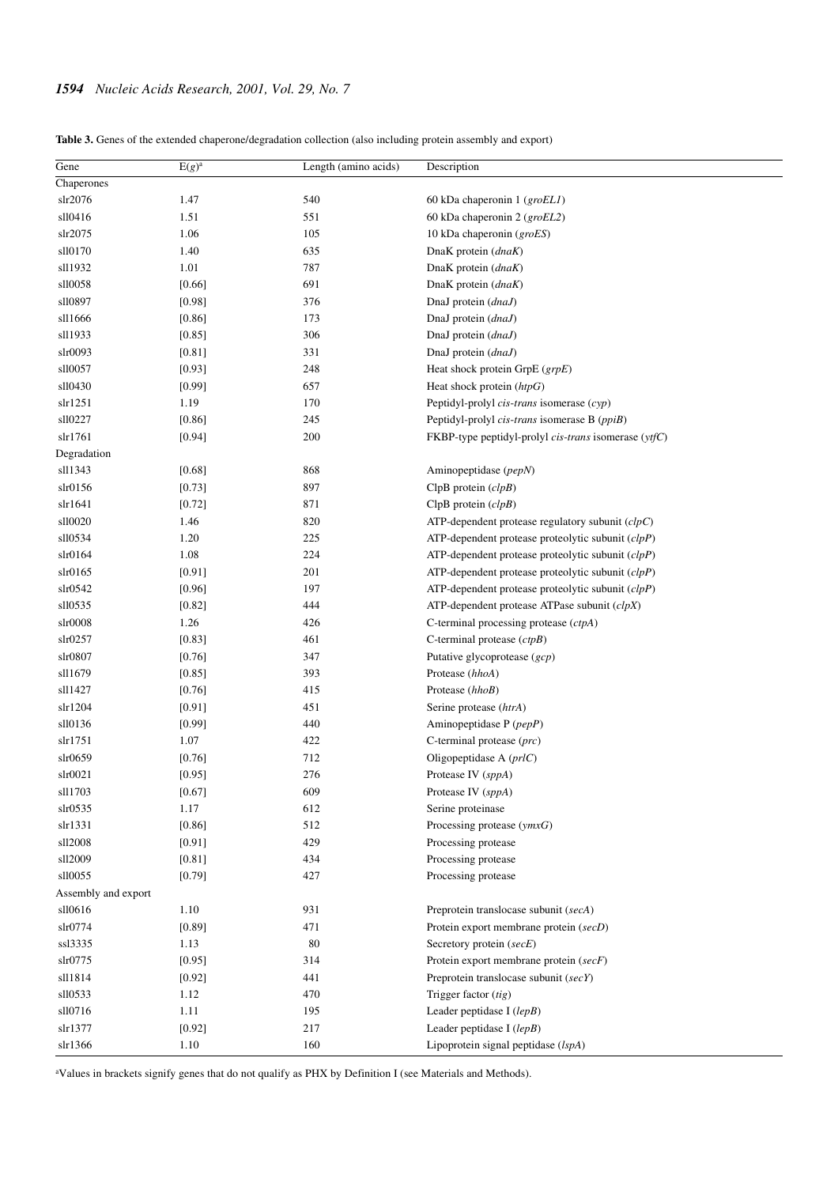**Table 3.** Genes of the extended chaperone/degradation collection (also including protein assembly and export)

| Gene | E(*g*)[a] | Length (amino acids) | Description |
|---|---|---|---|
| Chaperones | | | |
| slr2076 | 1.47 | 540 | 60 kDa chaperonin 1 (*groEL1*) |
| sll0416 | 1.51 | 551 | 60 kDa chaperonin 2 (*groEL2*) |
| slr2075 | 1.06 | 105 | 10 kDa chaperonin (*groES*) |
| sll0170 | 1.40 | 635 | DnaK protein (*dnaK*) |
| sll1932 | 1.01 | 787 | DnaK protein (*dnaK*) |
| sll0058 | [0.66] | 691 | DnaK protein (*dnaK*) |
| sll0897 | [0.98] | 376 | DnaJ protein (*dnaJ*) |
| sll1666 | [0.86] | 173 | DnaJ protein (*dnaJ*) |
| sll1933 | [0.85] | 306 | DnaJ protein (*dnaJ*) |
| slr0093 | [0.81] | 331 | DnaJ protein (*dnaJ*) |
| sll0057 | [0.93] | 248 | Heat shock protein GrpE (*grpE*) |
| sll0430 | [0.99] | 657 | Heat shock protein (*htpG*) |
| slr1251 | 1.19 | 170 | Peptidyl-prolyl *cis-trans* isomerase (*cyp*) |
| sll0227 | [0.86] | 245 | Peptidyl-prolyl *cis-trans* isomerase B (*ppiB*) |
| slr1761 | [0.94] | 200 | FKBP-type peptidyl-prolyl *cis-trans* isomerase (*ytfC*) |
| Degradation | | | |
| sll1343 | [0.68] | 868 | Aminopeptidase (*pepN*) |
| slr0156 | [0.73] | 897 | ClpB protein (*clpB*) |
| slr1641 | [0.72] | 871 | ClpB protein (*clpB*) |
| sll0020 | 1.46 | 820 | ATP-dependent protease regulatory subunit (*clpC*) |
| sll0534 | 1.20 | 225 | ATP-dependent protease proteolytic subunit (*clpP*) |
| slr0164 | 1.08 | 224 | ATP-dependent protease proteolytic subunit (*clpP*) |
| slr0165 | [0.91] | 201 | ATP-dependent protease proteolytic subunit (*clpP*) |
| slr0542 | [0.96] | 197 | ATP-dependent protease proteolytic subunit (*clpP*) |
| sll0535 | [0.82] | 444 | ATP-dependent protease ATPase subunit (*clpX*) |
| slr0008 | 1.26 | 426 | C-terminal processing protease (*ctpA*) |
| slr0257 | [0.83] | 461 | C-terminal protease (*ctpB*) |
| slr0807 | [0.76] | 347 | Putative glycoprotease (*gcp*) |
| sll1679 | [0.85] | 393 | Protease (*hhoA*) |
| sll1427 | [0.76] | 415 | Protease (*hhoB*) |
| slr1204 | [0.91] | 451 | Serine protease (*htrA*) |
| sll0136 | [0.99] | 440 | Aminopeptidase P (*pepP*) |
| slr1751 | 1.07 | 422 | C-terminal protease (*prc*) |
| slr0659 | [0.76] | 712 | Oligopeptidase A (*prlC*) |
| slr0021 | [0.95] | 276 | Protease IV (*sppA*) |
| sll1703 | [0.67] | 609 | Protease IV (*sppA*) |
| slr0535 | 1.17 | 612 | Serine proteinase |
| slr1331 | [0.86] | 512 | Processing protease (*ymxG*) |
| sll2008 | [0.91] | 429 | Processing protease |
| sll2009 | [0.81] | 434 | Processing protease |
| sll0055 | [0.79] | 427 | Processing protease |
| Assembly and export | | | |
| sll0616 | 1.10 | 931 | Preprotein translocase subunit (*secA*) |
| slr0774 | [0.89] | 471 | Protein export membrane protein (*secD*) |
| ssl3335 | 1.13 | 80 | Secretory protein (*secE*) |
| slr0775 | [0.95] | 314 | Protein export membrane protein (*secF*) |
| sll1814 | [0.92] | 441 | Preprotein translocase subunit (*secY*) |
| sll0533 | 1.12 | 470 | Trigger factor (*tig*) |
| sll0716 | 1.11 | 195 | Leader peptidase I (*lepB*) |
| slr1377 | [0.92] | 217 | Leader peptidase I (*lepB*) |
| slr1366 | 1.10 | 160 | Lipoprotein signal peptidase (*lspA*) |

[a]Values in brackets signify genes that do not qualify as PHX by Definition I (see Materials and Methods).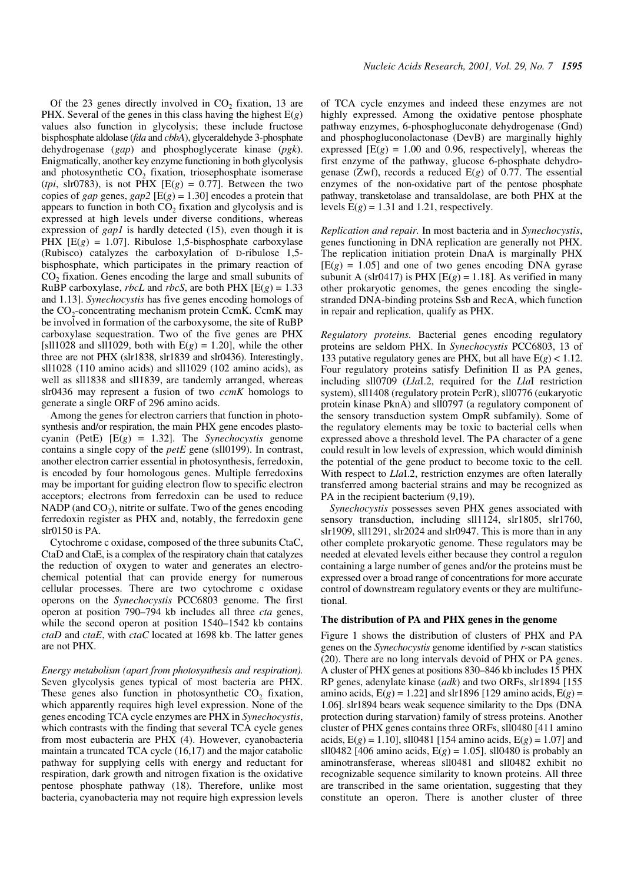Of the 23 genes directly involved in $CO_2$ fixation, 13 are PHX. Several of the genes in this class having the highest $E(g)$ values also function in glycolysis; these include fructose bisphosphate aldolase (*fda* and *cbbA*), glyceraldehyde 3-phosphate dehydrogenase (*gap*) and phosphoglycerate kinase (*pgk*). Enigmatically, another key enzyme functioning in both glycolysis and photosynthetic $CO_2$ fixation, triosephosphate isomerase (*tpi*, slr0783), is not PHX [$E(g) = 0.77$]. Between the two copies of *gap* genes, *gap2* [$E(g) = 1.30$] encodes a protein that appears to function in both $CO_2$ fixation and glycolysis and is expressed at high levels under diverse conditions, whereas expression of *gap1* is hardly detected (15), even though it is PHX [$E(g) = 1.07$]. Ribulose 1,5-bisphosphate carboxylase (Rubisco) catalyzes the carboxylation of D-ribulose 1,5-bisphosphate, which participates in the primary reaction of $CO_2$ fixation. Genes encoding the large and small subunits of RuBP carboxylase, *rbcL* and *rbcS*, are both PHX [$E(g) = 1.33$ and 1.13]. *Synechocystis* has five genes encoding homologs of the $CO_2$-concentrating mechanism protein CcmK. CcmK may be involved in formation of the carboxysome, the site of RuBP carboxylase sequestration. Two of the five genes are PHX [sll1028 and sll1029, both with $E(g) = 1.20$], while the other three are not PHX (slr1838, slr1839 and slr0436). Interestingly, sll1028 (110 amino acids) and sll1029 (102 amino acids), as well as sll1838 and sll1839, are tandemly arranged, whereas slr0436 may represent a fusion of two *ccmK* homologs to generate a single ORF of 296 amino acids.

Among the genes for electron carriers that function in photosynthesis and/or respiration, the main PHX gene encodes plastocyanin (PetE) [$E(g) = 1.32$]. The *Synechocystis* genome contains a single copy of the *petE* gene (sll0199). In contrast, another electron carrier essential in photosynthesis, ferredoxin, is encoded by four homologous genes. Multiple ferredoxins may be important for guiding electron flow to specific electron acceptors; electrons from ferredoxin can be used to reduce NADP (and $CO_2$), nitrite or sulfate. Two of the genes encoding ferredoxin register as PHX and, notably, the ferredoxin gene slr0150 is PA.

Cytochrome c oxidase, composed of the three subunits CtaC, CtaD and CtaE, is a complex of the respiratory chain that catalyzes the reduction of oxygen to water and generates an electrochemical potential that can provide energy for numerous cellular processes. There are two cytochrome c oxidase operons on the *Synechocystis* PCC6803 genome. The first operon at position 790–794 kb includes all three *cta* genes, while the second operon at position 1540–1542 kb contains *ctaD* and *ctaE*, with *ctaC* located at 1698 kb. The latter genes are not PHX.

*Energy metabolism (apart from photosynthesis and respiration).* Seven glycolysis genes typical of most bacteria are PHX. These genes also function in photosynthetic $CO_2$ fixation, which apparently requires high level expression. None of the genes encoding TCA cycle enzymes are PHX in *Synechocystis*, which contrasts with the finding that several TCA cycle genes from most eubacteria are PHX (4). However, cyanobacteria maintain a truncated TCA cycle (16,17) and the major catabolic pathway for supplying cells with energy and reductant for respiration, dark growth and nitrogen fixation is the oxidative pentose phosphate pathway (18). Therefore, unlike most bacteria, cyanobacteria may not require high expression levels of TCA cycle enzymes and indeed these enzymes are not highly expressed. Among the oxidative pentose phosphate pathway enzymes, 6-phosphogluconate dehydrogenase (Gnd) and phosphogluconolactonase (DevB) are marginally highly expressed [$E(g) = 1.00$ and 0.96, respectively], whereas the first enzyme of the pathway, glucose 6-phosphate dehydrogenase (Zwf), records a reduced $E(g)$ of 0.77. The essential enzymes of the non-oxidative part of the pentose phosphate pathway, transketolase and transaldolase, are both PHX at the levels $E(g) = 1.31$ and 1.21, respectively.

*Replication and repair.* In most bacteria and in *Synechocystis*, genes functioning in DNA replication are generally not PHX. The replication initiation protein DnaA is marginally PHX [$E(g) = 1.05$] and one of two genes encoding DNA gyrase subunit A (slr0417) is PHX [$E(g) = 1.18$]. As verified in many other prokaryotic genomes, the genes encoding the single-stranded DNA-binding proteins Ssb and RecA, which function in repair and replication, qualify as PHX.

*Regulatory proteins.* Bacterial genes encoding regulatory proteins are seldom PHX. In *Synechocystis* PCC6803, 13 of 133 putative regulatory genes are PHX, but all have $E(g) < 1.12$. Four regulatory proteins satisfy Definition II as PA genes, including sll0709 (*Lla*I.2, required for the *Lla*I restriction system), sll1408 (regulatory protein PcrR), sll0776 (eukaryotic protein kinase PknA) and sll0797 (a regulatory component of the sensory transduction system OmpR subfamily). Some of the regulatory elements may be toxic to bacterial cells when expressed above a threshold level. The PA character of a gene could result in low levels of expression, which would diminish the potential of the gene product to become toxic to the cell. With respect to *Lla*I.2, restriction enzymes are often laterally transferred among bacterial strains and may be recognized as PA in the recipient bacterium (9,19).

*Synechocystis* possesses seven PHX genes associated with sensory transduction, including sll1124, slr1805, slr1760, slr1909, sll1291, slr2024 and slr0947. This is more than in any other complete prokaryotic genome. These regulators may be needed at elevated levels either because they control a regulon containing a large number of genes and/or the proteins must be expressed over a broad range of concentrations for more accurate control of downstream regulatory events or they are multifunctional.

## The distribution of PA and PHX genes in the genome

Figure 1 shows the distribution of clusters of PHX and PA genes on the *Synechocystis* genome identified by *r*-scan statistics (20). There are no long intervals devoid of PHX or PA genes. A cluster of PHX genes at positions 830–846 kb includes 15 PHX RP genes, adenylate kinase (*adk*) and two ORFs, slr1894 [155 amino acids, $E(g) = 1.22$] and slr1896 [129 amino acids, $E(g) = 1.06$]. slr1894 bears weak sequence similarity to the Dps (DNA protection during starvation) family of stress proteins. Another cluster of PHX genes contains three ORFs, sll0480 [411 amino acids, $E(g) = 1.10$], sll0481 [154 amino acids, $E(g) = 1.07$] and sll0482 [406 amino acids, $E(g) = 1.05$]. sll0480 is probably an aminotransferase, whereas sll0481 and sll0482 exhibit no recognizable sequence similarity to known proteins. All three are transcribed in the same orientation, suggesting that they constitute an operon. There is another cluster of three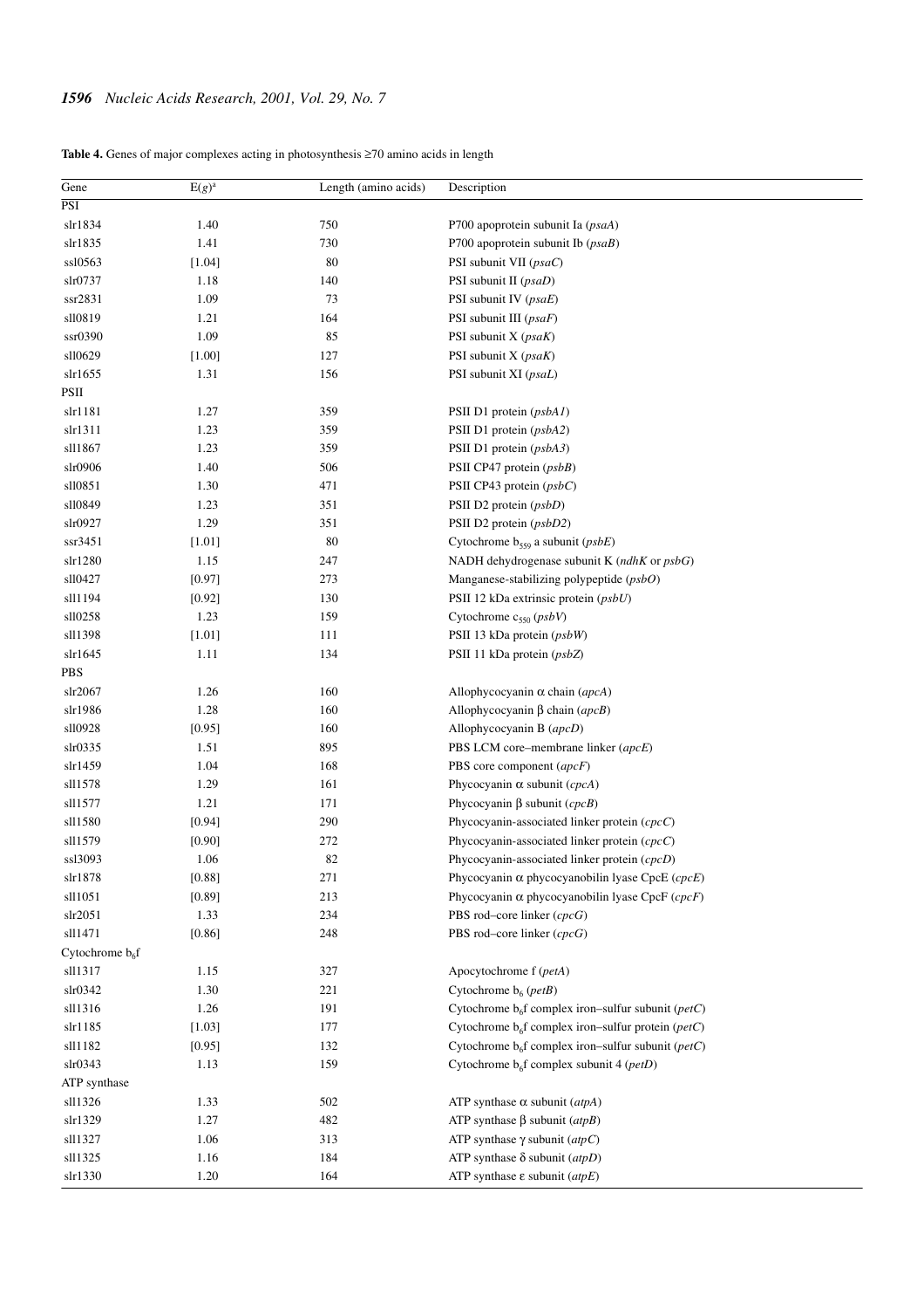**Table 4.** Genes of major complexes acting in photosynthesis ≥70 amino acids in length

| Gene | $E(g)$[a] | Length (amino acids) | Description |
|---|---|---|---|
| PSI | | | |
| slr1834 | 1.40 | 750 | P700 apoprotein subunit Ia (*psaA*) |
| slr1835 | 1.41 | 730 | P700 apoprotein subunit Ib (*psaB*) |
| ssl0563 | [1.04] | 80 | PSI subunit VII (*psaC*) |
| slr0737 | 1.18 | 140 | PSI subunit II (*psaD*) |
| ssr2831 | 1.09 | 73 | PSI subunit IV (*psaE*) |
| sll0819 | 1.21 | 164 | PSI subunit III (*psaF*) |
| ssr0390 | 1.09 | 85 | PSI subunit X (*psaK*) |
| sll0629 | [1.00] | 127 | PSI subunit X (*psaK*) |
| slr1655 | 1.31 | 156 | PSI subunit XI (*psaL*) |
| PSII | | | |
| slr1181 | 1.27 | 359 | PSII D1 protein (*psbA1*) |
| slr1311 | 1.23 | 359 | PSII D1 protein (*psbA2*) |
| sll1867 | 1.23 | 359 | PSII D1 protein (*psbA3*) |
| slr0906 | 1.40 | 506 | PSII CP47 protein (*psbB*) |
| sll0851 | 1.30 | 471 | PSII CP43 protein (*psbC*) |
| sll0849 | 1.23 | 351 | PSII D2 protein (*psbD*) |
| slr0927 | 1.29 | 351 | PSII D2 protein (*psbD2*) |
| ssr3451 | [1.01] | 80 | Cytochrome $b_{559}$ a subunit (*psbE*) |
| slr1280 | 1.15 | 247 | NADH dehydrogenase subunit K (*ndhK* or *psbG*) |
| sll0427 | [0.97] | 273 | Manganese-stabilizing polypeptide (*psbO*) |
| sll1194 | [0.92] | 130 | PSII 12 kDa extrinsic protein (*psbU*) |
| sll0258 | 1.23 | 159 | Cytochrome $c_{550}$ (*psbV*) |
| sll1398 | [1.01] | 111 | PSII 13 kDa protein (*psbW*) |
| slr1645 | 1.11 | 134 | PSII 11 kDa protein (*psbZ*) |
| PBS | | | |
| slr2067 | 1.26 | 160 | Allophycocyanin α chain (*apcA*) |
| slr1986 | 1.28 | 160 | Allophycocyanin β chain (*apcB*) |
| sll0928 | [0.95] | 160 | Allophycocyanin B (*apcD*) |
| slr0335 | 1.51 | 895 | PBS LCM core–membrane linker (*apcE*) |
| slr1459 | 1.04 | 168 | PBS core component (*apcF*) |
| sll1578 | 1.29 | 161 | Phycocyanin α subunit (*cpcA*) |
| sll1577 | 1.21 | 171 | Phycocyanin β subunit (*cpcB*) |
| sll1580 | [0.94] | 290 | Phycocyanin-associated linker protein (*cpcC*) |
| sll1579 | [0.90] | 272 | Phycocyanin-associated linker protein (*cpcC*) |
| ssl3093 | 1.06 | 82 | Phycocyanin-associated linker protein (*cpcD*) |
| slr1878 | [0.88] | 271 | Phycocyanin α phycocyanobilin lyase CpcE (*cpcE*) |
| sll1051 | [0.89] | 213 | Phycocyanin α phycocyanobilin lyase CpcF (*cpcF*) |
| slr2051 | 1.33 | 234 | PBS rod–core linker (*cpcG*) |
| sll1471 | [0.86] | 248 | PBS rod–core linker (*cpcG*) |
| Cytochrome $b_6f$ | | | |
| sll1317 | 1.15 | 327 | Apocytochrome f (*petA*) |
| slr0342 | 1.30 | 221 | Cytochrome $b_6$ (*petB*) |
| sll1316 | 1.26 | 191 | Cytochrome $b_6f$ complex iron–sulfur subunit (*petC*) |
| slr1185 | [1.03] | 177 | Cytochrome $b_6f$ complex iron–sulfur protein (*petC*) |
| sll1182 | [0.95] | 132 | Cytochrome $b_6f$ complex iron–sulfur subunit (*petC*) |
| slr0343 | 1.13 | 159 | Cytochrome $b_6f$ complex subunit 4 (*petD*) |
| ATP synthase | | | |
| sll1326 | 1.33 | 502 | ATP synthase α subunit (*atpA*) |
| slr1329 | 1.27 | 482 | ATP synthase β subunit (*atpB*) |
| sll1327 | 1.06 | 313 | ATP synthase γ subunit (*atpC*) |
| sll1325 | 1.16 | 184 | ATP synthase δ subunit (*atpD*) |
| slr1330 | 1.20 | 164 | ATP synthase ε subunit (*atpE*) |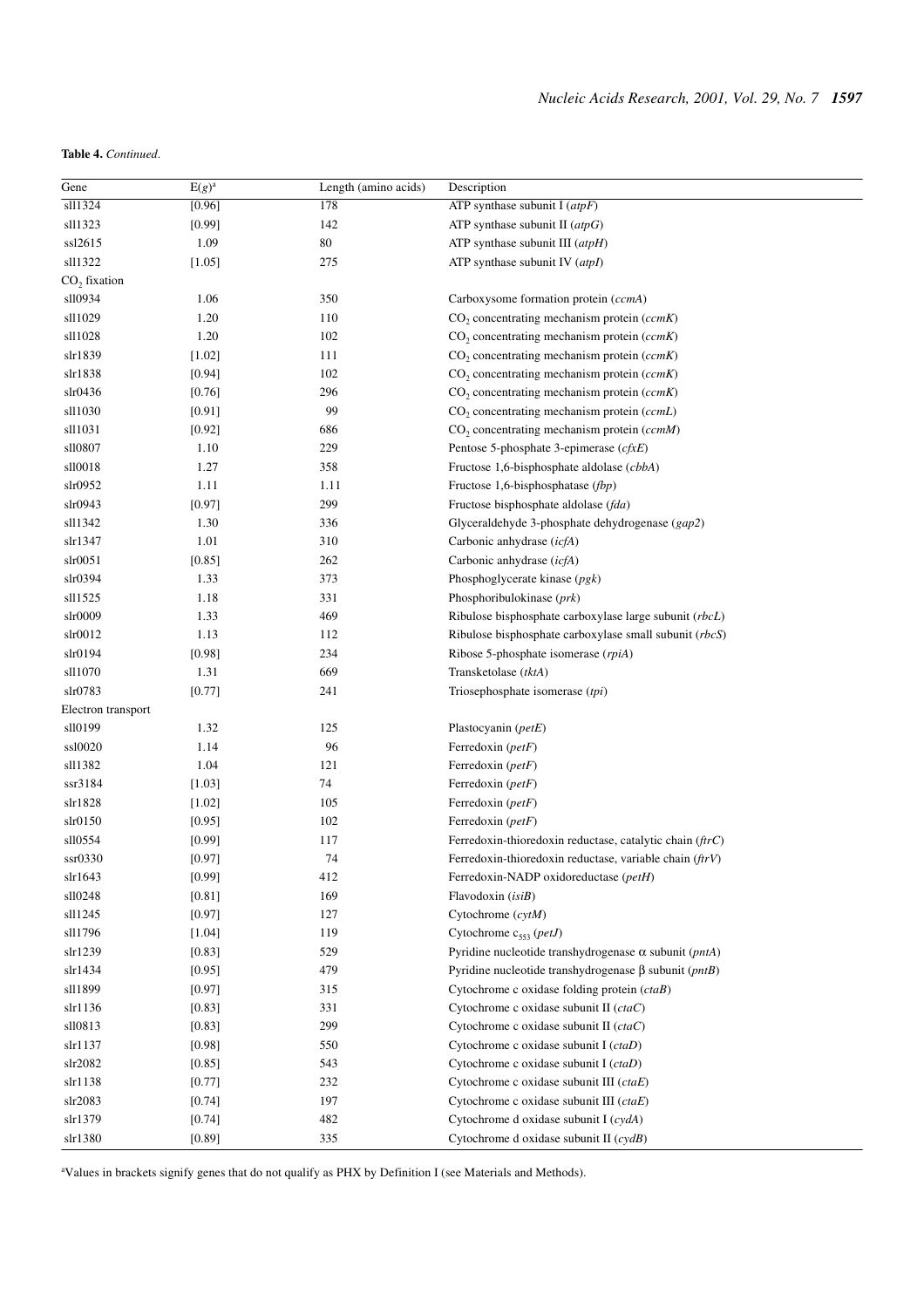**Table 4.** *Continued*.

| Gene | E(*g*)[a] | Length (amino acids) | Description |
|---|---|---|---|
| sll1324 | [0.96] | 178 | ATP synthase subunit I (*atpF*) |
| sll1323 | [0.99] | 142 | ATP synthase subunit II (*atpG*) |
| ssl2615 | 1.09 | 80 | ATP synthase subunit III (*atpH*) |
| sll1322 | [1.05] | 275 | ATP synthase subunit IV (*atpI*) |
| $CO_2$ fixation | | | |
| sll0934 | 1.06 | 350 | Carboxysome formation protein (*ccmA*) |
| sll1029 | 1.20 | 110 | $CO_2$ concentrating mechanism protein (*ccmK*) |
| sll1028 | 1.20 | 102 | $CO_2$ concentrating mechanism protein (*ccmK*) |
| slr1839 | [1.02] | 111 | $CO_2$ concentrating mechanism protein (*ccmK*) |
| slr1838 | [0.94] | 102 | $CO_2$ concentrating mechanism protein (*ccmK*) |
| slr0436 | [0.76] | 296 | $CO_2$ concentrating mechanism protein (*ccmK*) |
| sll1030 | [0.91] | 99 | $CO_2$ concentrating mechanism protein (*ccmL*) |
| sll1031 | [0.92] | 686 | $CO_2$ concentrating mechanism protein (*ccmM*) |
| sll0807 | 1.10 | 229 | Pentose 5-phosphate 3-epimerase (*cfxE*) |
| sll0018 | 1.27 | 358 | Fructose 1,6-bisphosphate aldolase (*cbbA*) |
| slr0952 | 1.11 | 1.11 | Fructose 1,6-bisphosphatase (*fbp*) |
| slr0943 | [0.97] | 299 | Fructose bisphosphate aldolase (*fda*) |
| sll1342 | 1.30 | 336 | Glyceraldehyde 3-phosphate dehydrogenase (*gap2*) |
| slr1347 | 1.01 | 310 | Carbonic anhydrase (*icfA*) |
| slr0051 | [0.85] | 262 | Carbonic anhydrase (*icfA*) |
| slr0394 | 1.33 | 373 | Phosphoglycerate kinase (*pgk*) |
| sll1525 | 1.18 | 331 | Phosphoribulokinase (*prk*) |
| slr0009 | 1.33 | 469 | Ribulose bisphosphate carboxylase large subunit (*rbcL*) |
| slr0012 | 1.13 | 112 | Ribulose bisphosphate carboxylase small subunit (*rbcS*) |
| slr0194 | [0.98] | 234 | Ribose 5-phosphate isomerase (*rpiA*) |
| sll1070 | 1.31 | 669 | Transketolase (*tktA*) |
| slr0783 | [0.77] | 241 | Triosephosphate isomerase (*tpi*) |
| Electron transport | | | |
| sll0199 | 1.32 | 125 | Plastocyanin (*petE*) |
| ssl0020 | 1.14 | 96 | Ferredoxin (*petF*) |
| sll1382 | 1.04 | 121 | Ferredoxin (*petF*) |
| ssr3184 | [1.03] | 74 | Ferredoxin (*petF*) |
| slr1828 | [1.02] | 105 | Ferredoxin (*petF*) |
| slr0150 | [0.95] | 102 | Ferredoxin (*petF*) |
| sll0554 | [0.99] | 117 | Ferredoxin-thioredoxin reductase, catalytic chain (*ftrC*) |
| ssr0330 | [0.97] | 74 | Ferredoxin-thioredoxin reductase, variable chain (*ftrV*) |
| slr1643 | [0.99] | 412 | Ferredoxin-NADP oxidoreductase (*petH*) |
| sll0248 | [0.81] | 169 | Flavodoxin (*isiB*) |
| sll1245 | [0.97] | 127 | Cytochrome (*cytM*) |
| sll1796 | [1.04] | 119 | Cytochrome $c_{553}$ (*petJ*) |
| slr1239 | [0.83] | 529 | Pyridine nucleotide transhydrogenase $\alpha$ subunit (*pntA*) |
| slr1434 | [0.95] | 479 | Pyridine nucleotide transhydrogenase $\beta$ subunit (*pntB*) |
| sll1899 | [0.97] | 315 | Cytochrome c oxidase folding protein (*ctaB*) |
| slr1136 | [0.83] | 331 | Cytochrome c oxidase subunit II (*ctaC*) |
| sll0813 | [0.83] | 299 | Cytochrome c oxidase subunit II (*ctaC*) |
| slr1137 | [0.98] | 550 | Cytochrome c oxidase subunit I (*ctaD*) |
| slr2082 | [0.85] | 543 | Cytochrome c oxidase subunit I (*ctaD*) |
| slr1138 | [0.77] | 232 | Cytochrome c oxidase subunit III (*ctaE*) |
| slr2083 | [0.74] | 197 | Cytochrome c oxidase subunit III (*ctaE*) |
| slr1379 | [0.74] | 482 | Cytochrome d oxidase subunit I (*cydA*) |
| slr1380 | [0.89] | 335 | Cytochrome d oxidase subunit II (*cydB*) |

[a]Values in brackets signify genes that do not qualify as PHX by Definition I (see Materials and Methods).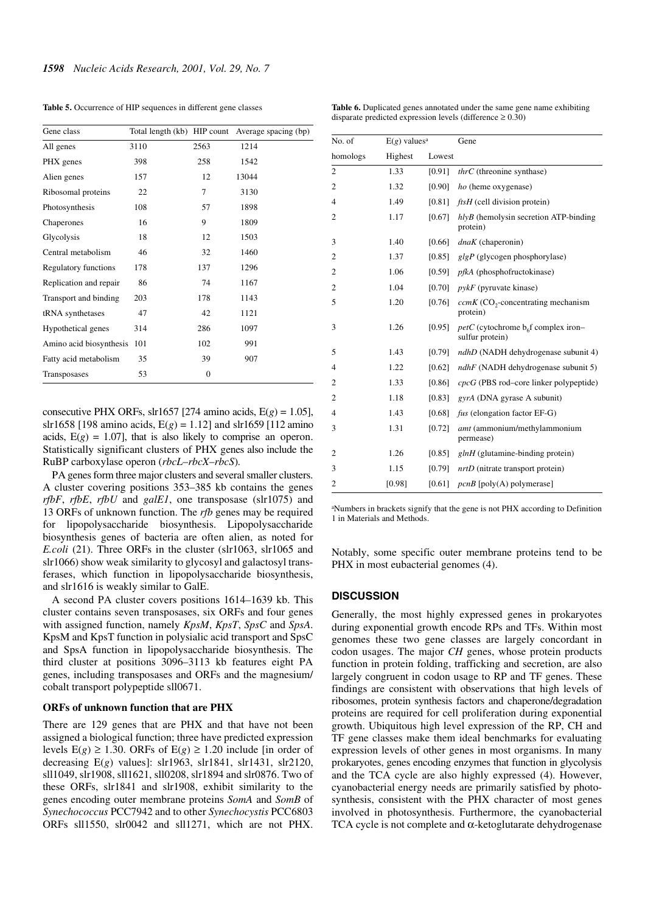**Table 5.** Occurrence of HIP sequences in different gene classes

| Gene class | Total length (kb) | HIP count | Average spacing (bp) |
|---|---|---|---|
| All genes | 3110 | 2563 | 1214 |
| PHX genes | 398 | 258 | 1542 |
| Alien genes | 157 | 12 | 13044 |
| Ribosomal proteins | 22 | 7 | 3130 |
| Photosynthesis | 108 | 57 | 1898 |
| Chaperones | 16 | 9 | 1809 |
| Glycolysis | 18 | 12 | 1503 |
| Central metabolism | 46 | 32 | 1460 |
| Regulatory functions | 178 | 137 | 1296 |
| Replication and repair | 86 | 74 | 1167 |
| Transport and binding | 203 | 178 | 1143 |
| tRNA synthetases | 47 | 42 | 1121 |
| Hypothetical genes | 314 | 286 | 1097 |
| Amino acid biosynthesis | 101 | 102 | 991 |
| Fatty acid metabolism | 35 | 39 | 907 |
| Transposases | 53 | 0 | |

consecutive PHX ORFs, slr1657 [274 amino acids, $E(g) = 1.05$], slr1658 [198 amino acids, $E(g) = 1.12$] and slr1659 [112 amino acids, $E(g) = 1.07$], that is also likely to comprise an operon. Statistically significant clusters of PHX genes also include the RuBP carboxylase operon (*rbcL–rbcX–rbcS*).

PA genes form three major clusters and several smaller clusters. A cluster covering positions 353–385 kb contains the genes *rfbF*, *rfbE*, *rfbU* and *galE1*, one transposase (slr1075) and 13 ORFs of unknown function. The *rfb* genes may be required for lipopolysaccharide biosynthesis. Lipopolysaccharide biosynthesis genes of bacteria are often alien, as noted for *E.coli* (21). Three ORFs in the cluster (slr1063, slr1065 and slr1066) show weak similarity to glycosyl and galactosyl transferases, which function in lipopolysaccharide biosynthesis, and slr1616 is weakly similar to GalE.

A second PA cluster covers positions 1614–1639 kb. This cluster contains seven transposases, six ORFs and four genes with assigned function, namely *KpsM*, *KpsT*, *SpsC* and *SpsA*. KpsM and KpsT function in polysialic acid transport and SpsC and SpsA function in lipopolysaccharide biosynthesis. The third cluster at positions 3096–3113 kb features eight PA genes, including transposases and ORFs and the magnesium/cobalt transport polypeptide sll0671.

### ORFs of unknown function that are PHX

There are 129 genes that are PHX and that have not been assigned a biological function; three have predicted expression levels $E(g) \geq 1.30$. ORFs of $E(g) \geq 1.20$ include [in order of decreasing $E(g)$ values]: slr1963, slr1841, slr1431, slr2120, sll1049, slr1908, sll1621, sll0208, slr1894 and slr0876. Two of these ORFs, slr1841 and slr1908, exhibit similarity to the genes encoding outer membrane proteins *SomA* and *SomB* of *Synechococcus* PCC7942 and to other *Synechocystis* PCC6803 ORFs sll1550, slr0042 and sll1271, which are not PHX.

**Table 6.** Duplicated genes annotated under the same gene name exhibiting disparate predicted expression levels (difference ≥ 0.30)

| No. of homologs | $E(g)$ values[a] Highest | Lowest | Gene |
|---|---|---|---|
| 2 | 1.33 | [0.91] | *thrC* (threonine synthase) |
| 2 | 1.32 | [0.90] | *ho* (heme oxygenase) |
| 4 | 1.49 | [0.81] | *ftsH* (cell division protein) |
| 2 | 1.17 | [0.67] | *hlyB* (hemolysin secretion ATP-binding protein) |
| 3 | 1.40 | [0.66] | *dnaK* (chaperonin) |
| 2 | 1.37 | [0.85] | *glgP* (glycogen phosphorylase) |
| 2 | 1.06 | [0.59] | *pfkA* (phosphofructokinase) |
| 2 | 1.04 | [0.70] | *pykF* (pyruvate kinase) |
| 5 | 1.20 | [0.76] | *ccmK* ($CO_2$-concentrating mechanism protein) |
| 3 | 1.26 | [0.95] | *petC* (cytochrome $b_6f$ complex iron–sulfur protein) |
| 5 | 1.43 | [0.79] | *ndhD* (NADH dehydrogenase subunit 4) |
| 4 | 1.22 | [0.62] | *ndhF* (NADH dehydrogenase subunit 5) |
| 2 | 1.33 | [0.86] | *cpcG* (PBS rod–core linker polypeptide) |
| 2 | 1.18 | [0.83] | *gyrA* (DNA gyrase A subunit) |
| 4 | 1.43 | [0.68] | *fus* (elongation factor EF-G) |
| 3 | 1.31 | [0.72] | *amt* (ammonium/methylammonium permease) |
| 2 | 1.26 | [0.85] | *glnH* (glutamine-binding protein) |
| 3 | 1.15 | [0.79] | *nrtD* (nitrate transport protein) |
| 2 | [0.98] | [0.61] | *pcnB* [poly(A) polymerase] |

[a]Numbers in brackets signify that the gene is not PHX according to Definition 1 in Materials and Methods.

Notably, some specific outer membrane proteins tend to be PHX in most eubacterial genomes (4).

## DISCUSSION

Generally, the most highly expressed genes in prokaryotes during exponential growth encode RPs and TFs. Within most genomes these two gene classes are largely concordant in codon usages. The major *CH* genes, whose protein products function in protein folding, trafficking and secretion, are also largely congruent in codon usage to RP and TF genes. These findings are consistent with observations that high levels of ribosomes, protein synthesis factors and chaperone/degradation proteins are required for cell proliferation during exponential growth. Ubiquitous high level expression of the RP, CH and TF gene classes make them ideal benchmarks for evaluating expression levels of other genes in most organisms. In many prokaryotes, genes encoding enzymes that function in glycolysis and the TCA cycle are also highly expressed (4). However, cyanobacterial energy needs are primarily satisfied by photosynthesis, consistent with the PHX character of most genes involved in photosynthesis. Furthermore, the cyanobacterial TCA cycle is not complete and α-ketoglutarate dehydrogenase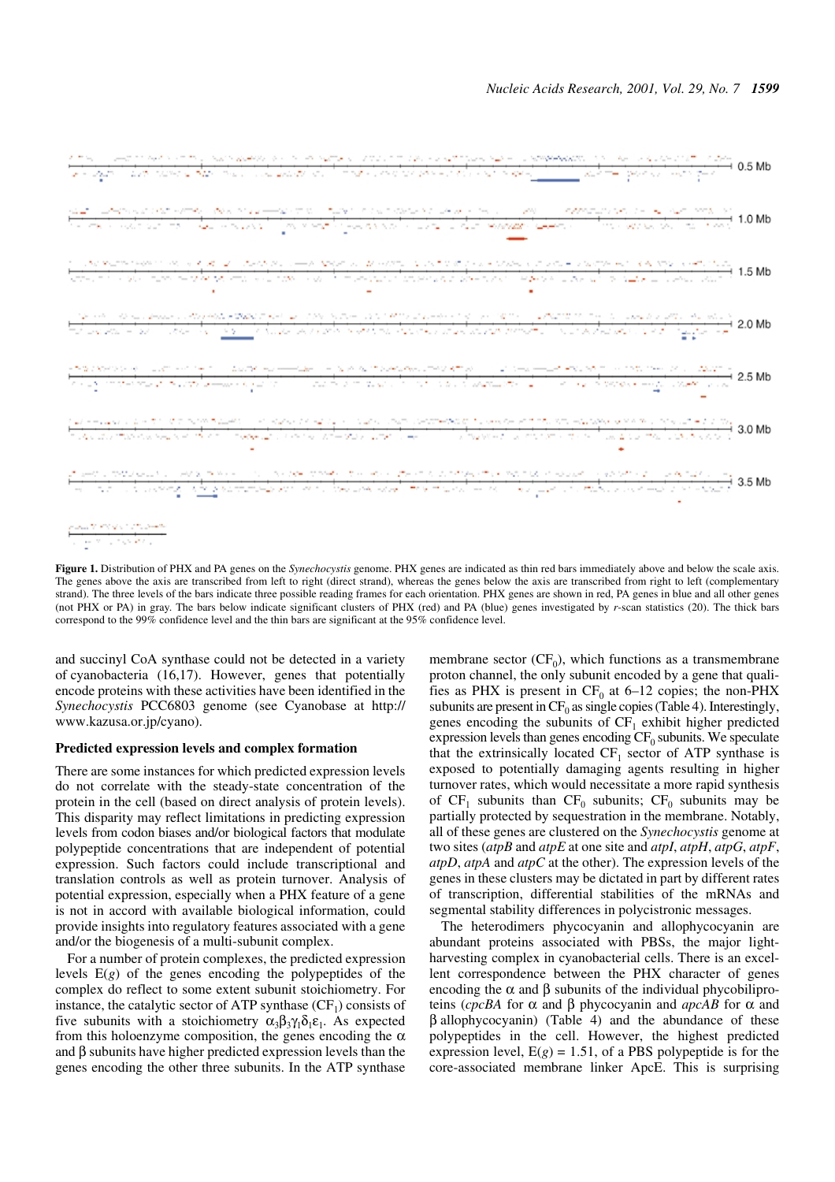**Figure 1.** Distribution of PHX and PA genes on the *Synechocystis* genome. PHX genes are indicated as thin red bars immediately above and below the scale axis. The genes above the axis are transcribed from left to right (direct strand), whereas the genes below the axis are transcribed from right to left (complementary strand). The three levels of the bars indicate three possible reading frames for each orientation. PHX genes are shown in red, PA genes in blue and all other genes (not PHX or PA) in gray. The bars below indicate significant clusters of PHX (red) and PA (blue) genes investigated by *r*-scan statistics (20). The thick bars correspond to the 99% confidence level and the thin bars are significant at the 95% confidence level.

and succinyl CoA synthase could not be detected in a variety of cyanobacteria (16,17). However, genes that potentially encode proteins with these activities have been identified in the *Synechocystis* PCC6803 genome (see Cyanobase at http://www.kazusa.or.jp/cyano).

### Predicted expression levels and complex formation

There are some instances for which predicted expression levels do not correlate with the steady-state concentration of the protein in the cell (based on direct analysis of protein levels). This disparity may reflect limitations in predicting expression levels from codon biases and/or biological factors that modulate polypeptide concentrations that are independent of potential expression. Such factors could include transcriptional and translation controls as well as protein turnover. Analysis of potential expression, especially when a PHX feature of a gene is not in accord with available biological information, could provide insights into regulatory features associated with a gene and/or the biogenesis of a multi-subunit complex.

For a number of protein complexes, the predicted expression levels E($g$) of the genes encoding the polypeptides of the complex do reflect to some extent subunit stoichiometry. For instance, the catalytic sector of ATP synthase ($CF_1$) consists of five subunits with a stoichiometry $\alpha_3\beta_3\gamma_1\delta_1\varepsilon_1$. As expected from this holoenzyme composition, the genes encoding the α and β subunits have higher predicted expression levels than the genes encoding the other three subunits. In the ATP synthase membrane sector ($CF_0$), which functions as a transmembrane proton channel, the only subunit encoded by a gene that qualifies as PHX is present in $CF_0$ at 6–12 copies; the non-PHX $CF_1$ subunits are present in $CF_0$ as single copies (Table 4). Interestingly, genes encoding the subunits of $CF_1$ exhibit higher predicted expression levels than genes encoding $CF_0$ subunits. We speculate that the extrinsically located $CF_1$ sector of ATP synthase is exposed to potentially damaging agents resulting in higher turnover rates, which would necessitate a more rapid synthesis of $CF_1$ subunits than $CF_0$ subunits; $CF_0$ subunits may be partially protected by sequestration in the membrane. Notably, all of these genes are clustered on the *Synechocystis* genome at two sites (*atpB* and *atpE* at one site and *atpI*, *atpH*, *atpG*, *atpF*, *atpD*, *atpA* and *atpC* at the other). The expression levels of the genes in these clusters may be dictated in part by different rates of transcription, differential stabilities of the mRNAs and segmental stability differences in polycistronic messages.

The heterodimers phycocyanin and allophycocyanin are abundant proteins associated with PBSs, the major light-harvesting complex in cyanobacterial cells. There is an excellent correspondence between the PHX character of genes encoding the α and β subunits of the individual phycobiliproteins (*cpcBA* for α and β phycocyanin and *apcAB* for α and β allophycocyanin) (Table 4) and the abundance of these polypeptides in the cell. However, the highest predicted expression level, E($g$) = 1.51, of a PBS polypeptide is for the core-associated membrane linker ApcE. This is surprising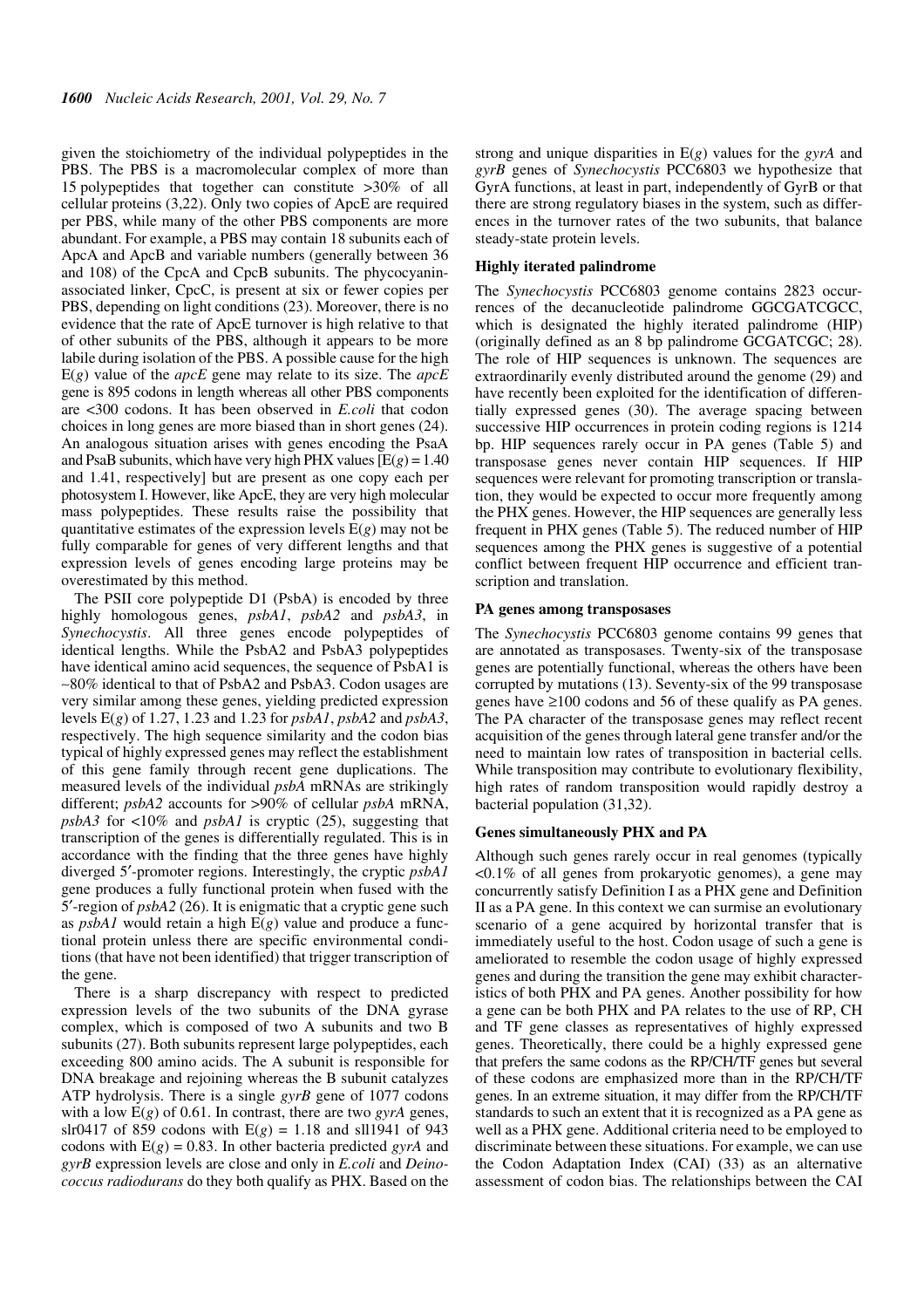given the stoichiometry of the individual polypeptides in the PBS. The PBS is a macromolecular complex of more than 15 polypeptides that together can constitute >30% of all cellular proteins (3,22). Only two copies of ApcE are required per PBS, while many of the other PBS components are more abundant. For example, a PBS may contain 18 subunits each of ApcA and ApcB and variable numbers (generally between 36 and 108) of the CpcA and CpcB subunits. The phycocyanin-associated linker, CpcC, is present at six or fewer copies per PBS, depending on light conditions (23). Moreover, there is no evidence that the rate of ApcE turnover is high relative to that of other subunits of the PBS, although it appears to be more labile during isolation of the PBS. A possible cause for the high $E(g)$ value of the *apcE* gene may relate to its size. The *apcE* gene is 895 codons in length whereas all other PBS components are <300 codons. It has been observed in *E.coli* that codon choices in long genes are more biased than in short genes (24). An analogous situation arises with genes encoding the PsaA and PsaB subunits, which have very high PHX values [$E(g) = 1.40$ and 1.41, respectively] but are present as one copy each per photosystem I. However, like ApcE, they are very high molecular mass polypeptides. These results raise the possibility that quantitative estimates of the expression levels $E(g)$ may not be fully comparable for genes of very different lengths and that expression levels of genes encoding large proteins may be overestimated by this method.

The PSII core polypeptide D1 (PsbA) is encoded by three highly homologous genes, *psbA1*, *psbA2* and *psbA3*, in *Synechocystis*. All three genes encode polypeptides of identical lengths. While the PsbA2 and PsbA3 polypeptides have identical amino acid sequences, the sequence of PsbA1 is ~80% identical to that of PsbA2 and PsbA3. Codon usages are very similar among these genes, yielding predicted expression levels $E(g)$ of 1.27, 1.23 and 1.23 for *psbA1*, *psbA2* and *psbA3*, respectively. The high sequence similarity and the codon bias typical of highly expressed genes may reflect the establishment of this gene family through recent gene duplications. The measured levels of the individual *psbA* mRNAs are strikingly different; *psbA2* accounts for >90% of cellular *psbA* mRNA, *psbA3* for <10% and *psbA1* is cryptic (25), suggesting that transcription of the genes is differentially regulated. This is in accordance with the finding that the three genes have highly diverged 5′-promoter regions. Interestingly, the cryptic *psbA1* gene produces a fully functional protein when fused with the 5′-region of *psbA2* (26). It is enigmatic that a cryptic gene such as *psbA1* would retain a high $E(g)$ value and produce a functional protein unless there are specific environmental conditions (that have not been identified) that trigger transcription of the gene.

There is a sharp discrepancy with respect to predicted expression levels of the two subunits of the DNA gyrase complex, which is composed of two A subunits and two B subunits (27). Both subunits represent large polypeptides, each exceeding 800 amino acids. The A subunit is responsible for DNA breakage and rejoining whereas the B subunit catalyzes ATP hydrolysis. There is a single *gyrB* gene of 1077 codons with a low $E(g)$ of 0.61. In contrast, there are two *gyrA* genes, slr0417 of 859 codons with $E(g) = 1.18$ and sll1941 of 943 codons with $E(g) = 0.83$. In other bacteria predicted *gyrA* and *gyrB* expression levels are close and only in *E.coli* and *Deinococcus radiodurans* do they both qualify as PHX. Based on the strong and unique disparities in $E(g)$ values for the *gyrA* and *gyrB* genes of *Synechocystis* PCC6803 we hypothesize that GyrA functions, at least in part, independently of GyrB or that there are strong regulatory biases in the system, such as differences in the turnover rates of the two subunits, that balance steady-state protein levels.

### Highly iterated palindrome

The *Synechocystis* PCC6803 genome contains 2823 occurrences of the decanucleotide palindrome GGCGATCGCC, which is designated the highly iterated palindrome (HIP) (originally defined as an 8 bp palindrome GCGATCGC; 28). The role of HIP sequences is unknown. The sequences are extraordinarily evenly distributed around the genome (29) and have recently been exploited for the identification of differentially expressed genes (30). The average spacing between successive HIP occurrences in protein coding regions is 1214 bp. HIP sequences rarely occur in PA genes (Table 5) and transposase genes never contain HIP sequences. If HIP sequences were relevant for promoting transcription or translation, they would be expected to occur more frequently among the PHX genes. However, the HIP sequences are generally less frequent in PHX genes (Table 5). The reduced number of HIP sequences among the PHX genes is suggestive of a potential conflict between frequent HIP occurrence and efficient transcription and translation.

### PA genes among transposases

The *Synechocystis* PCC6803 genome contains 99 genes that are annotated as transposases. Twenty-six of the transposase genes are potentially functional, whereas the others have been corrupted by mutations (13). Seventy-six of the 99 transposase genes have ≥100 codons and 56 of these qualify as PA genes. The PA character of the transposase genes may reflect recent acquisition of the genes through lateral gene transfer and/or the need to maintain low rates of transposition in bacterial cells. While transposition may contribute to evolutionary flexibility, high rates of random transposition would rapidly destroy a bacterial population (31,32).

### Genes simultaneously PHX and PA

Although such genes rarely occur in real genomes (typically <0.1% of all genes from prokaryotic genomes), a gene may concurrently satisfy Definition I as a PHX gene and Definition II as a PA gene. In this context we can surmise an evolutionary scenario of a gene acquired by horizontal transfer that is immediately useful to the host. Codon usage of such a gene is ameliorated to resemble the codon usage of highly expressed genes and during the transition the gene may exhibit characteristics of both PHX and PA genes. Another possibility for how a gene can be both PHX and PA relates to the use of RP, CH and TF gene classes as representatives of highly expressed genes. Theoretically, there could be a highly expressed gene that prefers the same codons as the RP/CH/TF genes but several of these codons are emphasized more than in the RP/CH/TF genes. In an extreme situation, it may differ from the RP/CH/TF standards to such an extent that it is recognized as a PA gene as well as a PHX gene. Additional criteria need to be employed to discriminate between these situations. For example, we can use the Codon Adaptation Index (CAI) (33) as an alternative assessment of codon bias. The relationships between the CAI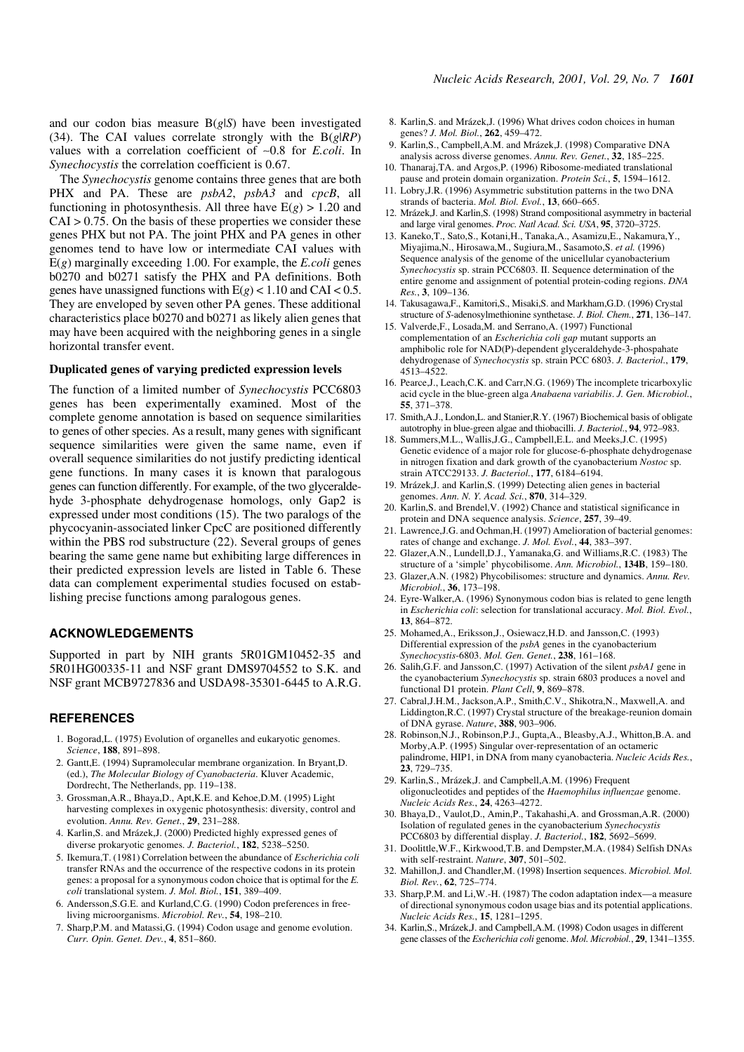and our codon bias measure B(*g*|*S*) have been investigated (34). The CAI values correlate strongly with the B(*g*|*RP*) values with a correlation coefficient of ~0.8 for *E.coli*. In *Synechocystis* the correlation coefficient is 0.67.

The *Synechocystis* genome contains three genes that are both PHX and PA. These are *psbA2*, *psbA3* and *cpcB*, all functioning in photosynthesis. All three have $E(g) > 1.20$ and CAI > 0.75. On the basis of these properties we consider these genes PHX but not PA. The joint PHX and PA genes in other genomes tend to have low or intermediate CAI values with $E(g)$ marginally exceeding 1.00. For example, the *E.coli* genes b0270 and b0271 satisfy the PHX and PA definitions. Both genes have unassigned functions with $E(g) < 1.10$ and CAI < 0.5. They are enveloped by seven other PA genes. These additional characteristics place b0270 and b0271 as likely alien genes that may have been acquired with the neighboring genes in a single horizontal transfer event.

### Duplicated genes of varying predicted expression levels

The function of a limited number of *Synechocystis* PCC6803 genes has been experimentally examined. Most of the complete genome annotation is based on sequence similarities to genes of other species. As a result, many genes with significant sequence similarities were given the same name, even if overall sequence similarities do not justify predicting identical gene functions. In many cases it is known that paralogous genes can function differently. For example, of the two glyceraldehyde 3-phosphate dehydrogenase homologs, only Gap2 is expressed under most conditions (15). The two paralogs of the phycocyanin-associated linker CpcC are positioned differently within the PBS rod substructure (22). Several groups of genes bearing the same gene name but exhibiting large differences in their predicted expression levels are listed in Table 6. These data can complement experimental studies focused on establishing precise functions among paralogous genes.

## ACKNOWLEDGEMENTS

Supported in part by NIH grants 5R01GM10452-35 and 5R01HG00335-11 and NSF grant DMS9704552 to S.K. and NSF grant MCB9727836 and USDA98-35301-6445 to A.R.G.

## REFERENCES

1. Bogorad,L. (1975) Evolution of organelles and eukaryotic genomes. *Science*, **188**, 891–898.
2. Gantt,E. (1994) Supramolecular membrane organization. In Bryant,D. (ed.), *The Molecular Biology of Cyanobacteria*. Kluver Academic, Dordrecht, The Netherlands, pp. 119–138.
3. Grossman,A.R., Bhaya,D., Apt,K.E. and Kehoe,D.M. (1995) Light harvesting complexes in oxygenic photosynthesis: diversity, control and evolution. *Annu. Rev. Genet.*, **29**, 231–288.
4. Karlin,S. and Mrázek,J. (2000) Predicted highly expressed genes of diverse prokaryotic genomes. *J. Bacteriol.*, **182**, 5238–5250.
5. Ikemura,T. (1981) Correlation between the abundance of *Escherichia coli* transfer RNAs and the occurrence of the respective codons in its protein genes: a proposal for a synonymous codon choice that is optimal for the *E. coli* translational system. *J. Mol. Biol.*, **151**, 389–409.
6. Andersson,S.G.E. and Kurland,C.G. (1990) Codon preferences in free-living microorganisms. *Microbiol. Rev.*, **54**, 198–210.
7. Sharp,P.M. and Matassi,G. (1994) Codon usage and genome evolution. *Curr. Opin. Genet. Dev.*, **4**, 851–860.
8. Karlin,S. and Mrázek,J. (1996) What drives codon choices in human genes? *J. Mol. Biol.*, **262**, 459–472.
9. Karlin,S., Campbell,A.M. and Mrázek,J. (1998) Comparative DNA analysis across diverse genomes. *Annu. Rev. Genet.*, **32**, 185–225.
10. Thanaraj,TA. and Argos,P. (1996) Ribosome-mediated translational pause and protein domain organization. *Protein Sci.*, **5**, 1594–1612.
11. Lobry,J.R. (1996) Asymmetric substitution patterns in the two DNA strands of bacteria. *Mol. Biol. Evol.*, **13**, 660–665.
12. Mrázek,J. and Karlin,S. (1998) Strand compositional asymmetry in bacterial and large viral genomes. *Proc. Natl Acad. Sci. USA*, **95**, 3720–3725.
13. Kaneko,T., Sato,S., Kotani,H., Tanaka,A., Asamizu,E., Nakamura,Y., Miyajima,N., Hirosawa,M., Sugiura,M., Sasamoto,S. *et al.* (1996) Sequence analysis of the genome of the unicellular cyanobacterium *Synechocystis* sp. strain PCC6803. II. Sequence determination of the entire genome and assignment of potential protein-coding regions. *DNA Res.*, **3**, 109–136.
14. Takusagawa,F., Kamitori,S., Misaki,S. and Markham,G.D. (1996) Crystal structure of *S*-adenosylmethionine synthetase. *J. Biol. Chem.*, **271**, 136–147.
15. Valverde,F., Losada,M. and Serrano,A. (1997) Functional complementation of an *Escherichia coli gap* mutant supports an amphibolic role for NAD(P)-dependent glyceraldehyde-3-phospahate dehydrogenase of *Synechocystis* sp. strain PCC 6803. *J. Bacteriol.*, **179**, 4513–4522.
16. Pearce,J., Leach,C.K. and Carr,N.G. (1969) The incomplete tricarboxylic acid cycle in the blue-green alga *Anabaena variabilis*. *J. Gen. Microbiol.*, **55**, 371–378.
17. Smith,A.J., London,L. and Stanier,R.Y. (1967) Biochemical basis of obligate autotrophy in blue-green algae and thiobacilli. *J. Bacteriol.*, **94**, 972–983.
18. Summers,M.L., Wallis,J.G., Campbell,E.L. and Meeks,J.C. (1995) Genetic evidence of a major role for glucose-6-phosphate dehydrogenase in nitrogen fixation and dark growth of the cyanobacterium *Nostoc* sp. strain ATCC29133. *J. Bacteriol.*, **177**, 6184–6194.
19. Mrázek,J. and Karlin,S. (1999) Detecting alien genes in bacterial genomes. *Ann. N. Y. Acad. Sci.*, **870**, 314–329.
20. Karlin,S. and Brendel,V. (1992) Chance and statistical significance in protein and DNA sequence analysis. *Science*, **257**, 39–49.
21. Lawrence,J.G. and Ochman,H. (1997) Amelioration of bacterial genomes: rates of change and exchange. *J. Mol. Evol.*, **44**, 383–397.
22. Glazer,A.N., Lundell,D.J., Yamanaka,G. and Williams,R.C. (1983) The structure of a 'simple' phycobilisome. *Ann. Microbiol.*, **134B**, 159–180.
23. Glazer,A.N. (1982) Phycobilisomes: structure and dynamics. *Annu. Rev. Microbiol.*, **36**, 173–198.
24. Eyre-Walker,A. (1996) Synonymous codon bias is related to gene length in *Escherichia coli*: selection for translational accuracy. *Mol. Biol. Evol.*, **13**, 864–872.
25. Mohamed,A., Eriksson,J., Osiewacz,H.D. and Jansson,C. (1993) Differential expression of the *psbA* genes in the cyanobacterium *Synechocystis*-6803. *Mol. Gen. Genet.*, **238**, 161–168.
26. Salih,G.F. and Jansson,C. (1997) Activation of the silent *psbA1* gene in the cyanobacterium *Synechocystis* sp. strain 6803 produces a novel and functional D1 protein. *Plant Cell*, **9**, 869–878.
27. Cabral,J.H.M., Jackson,A.P., Smith,C.V., Shikotra,N., Maxwell,A. and Liddington,R.C. (1997) Crystal structure of the breakage-reunion domain of DNA gyrase. *Nature*, **388**, 903–906.
28. Robinson,N.J., Robinson,P.J., Gupta,A., Bleasby,A.J., Whitton,B.A. and Morby,A.P. (1995) Singular over-representation of an octameric palindrome, HIP1, in DNA from many cyanobacteria. *Nucleic Acids Res.*, **23**, 729–735.
29. Karlin,S., Mrázek,J. and Campbell,A.M. (1996) Frequent oligonucleotides and peptides of the *Haemophilus influenzae* genome. *Nucleic Acids Res.*, **24**, 4263–4272.
30. Bhaya,D., Vaulot,D., Amin,P., Takahashi,A. and Grossman,A.R. (2000) Isolation of regulated genes in the cyanobacterium *Synechocystis* PCC6803 by differential display. *J. Bacteriol.*, **182**, 5692–5699.
31. Doolittle,W.F., Kirkwood,T.B. and Dempster,M.A. (1984) Selfish DNAs with self-restraint. *Nature*, **307**, 501–502.
32. Mahillon,J. and Chandler,M. (1998) Insertion sequences. *Microbiol. Mol. Biol. Rev.*, **62**, 725–774.
33. Sharp,P.M. and Li,W.-H. (1987) The codon adaptation index—a measure of directional synonymous codon usage bias and its potential applications. *Nucleic Acids Res.*, **15**, 1281–1295.
34. Karlin,S., Mrázek,J. and Campbell,A.M. (1998) Codon usages in different gene classes of the *Escherichia coli* genome. *Mol. Microbiol.*, **29**, 1341–1355.